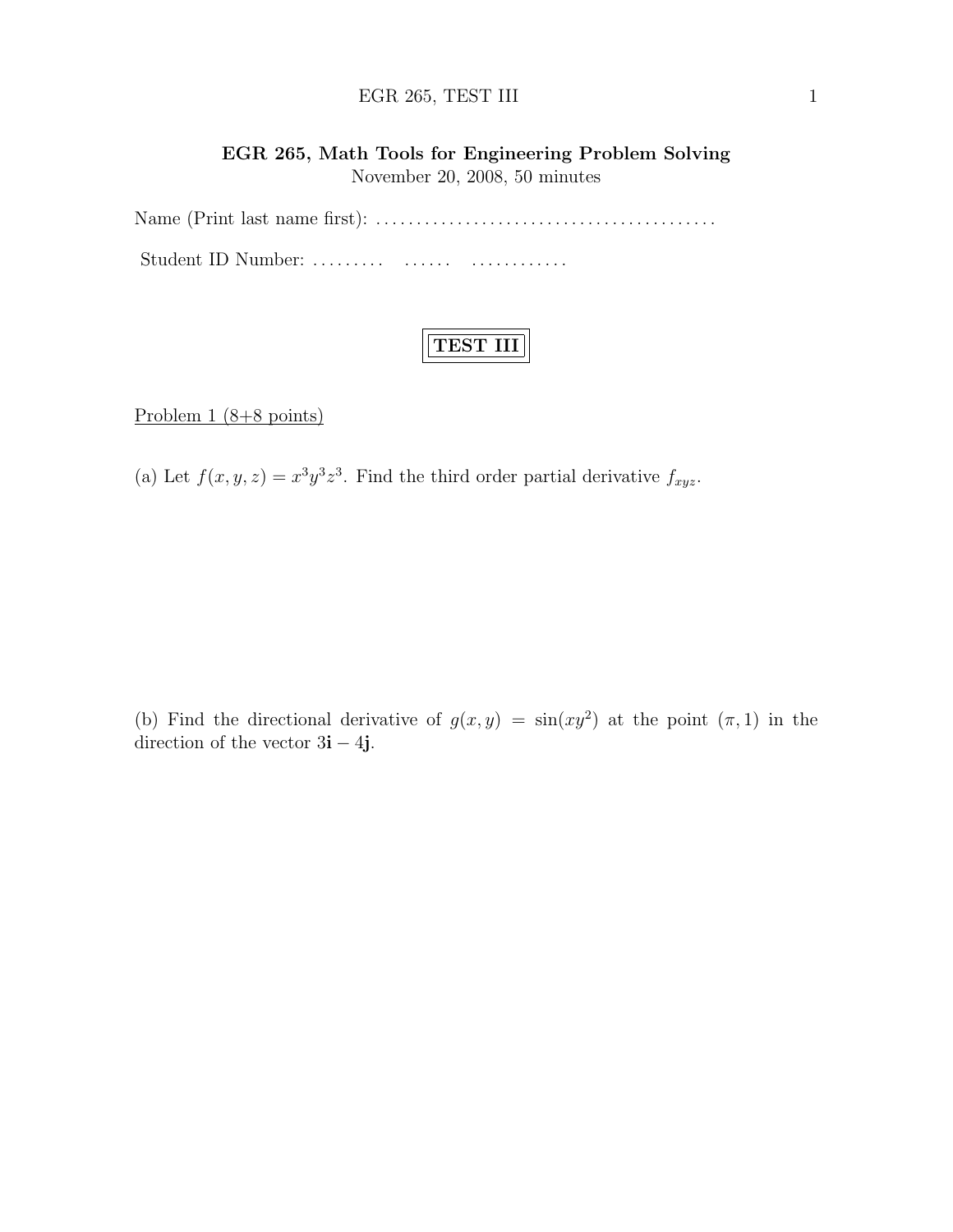## EGR 265, Math Tools for Engineering Problem Solving

November 20, 2008, 50 minutes

Name (Print last name first): ........................................

Student ID Number: ......... ...... ............

**TEST III**

Problem 1 (8+8 points)

(a) Let $f(x, y, z) = x^3y^3z^3$. Find the third order partial derivative $f_{xyz}$.

(b) Find the directional derivative of $g(x, y) = \sin(xy^2)$ at the point $(\pi, 1)$ in the direction of the vector $3\mathbf{i} - 4\mathbf{j}$.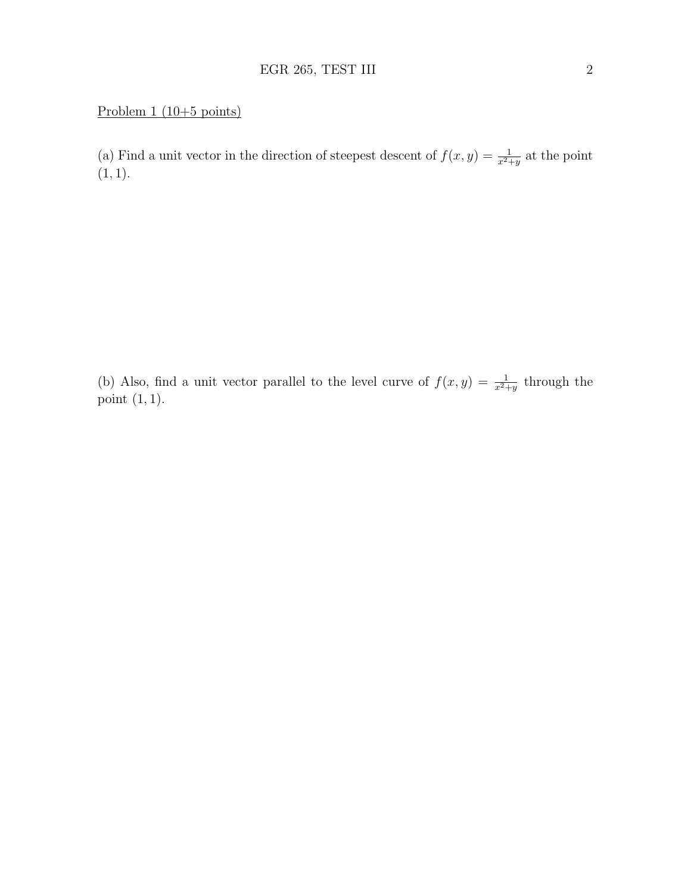Problem 1 (10+5 points)

(a) Find a unit vector in the direction of steepest descent of $f(x, y) = \frac{1}{x^2+y}$ at the point $(1, 1)$.

(b) Also, find a unit vector parallel to the level curve of $f(x, y) = \frac{1}{x^2+y}$ through the point $(1, 1)$.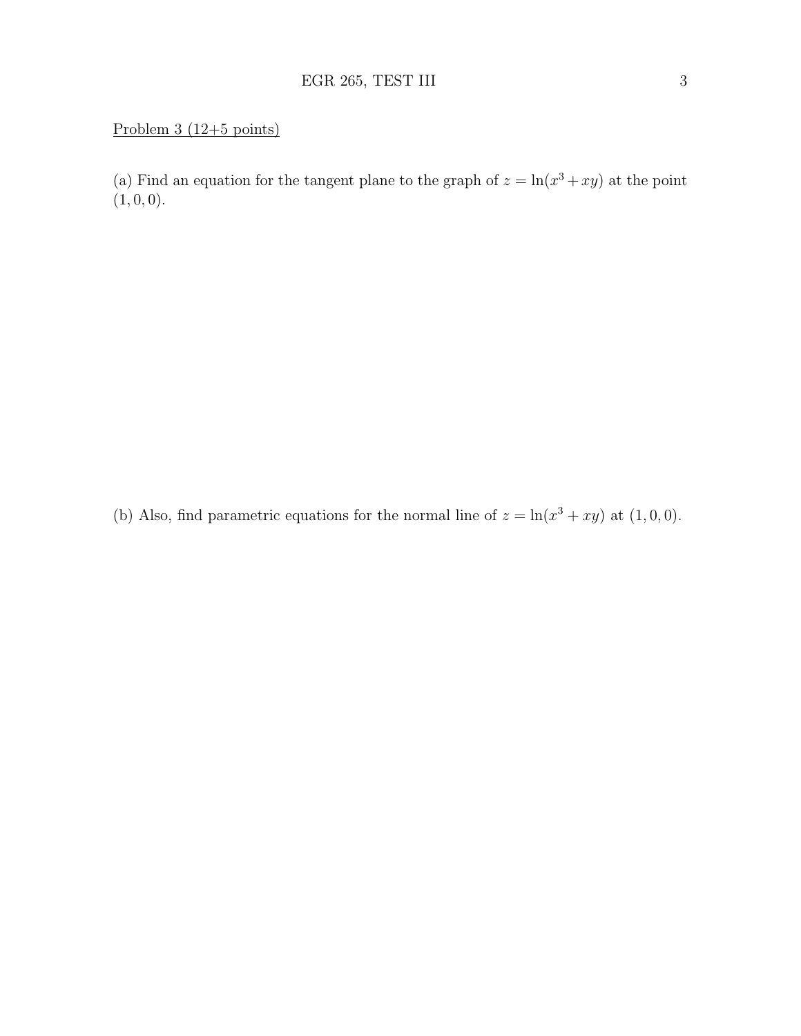Problem 3 (12+5 points)

(a) Find an equation for the tangent plane to the graph of $z = \ln(x^3 + xy)$ at the point $(1, 0, 0)$.

(b) Also, find parametric equations for the normal line of $z = \ln(x^3 + xy)$ at $(1, 0, 0)$.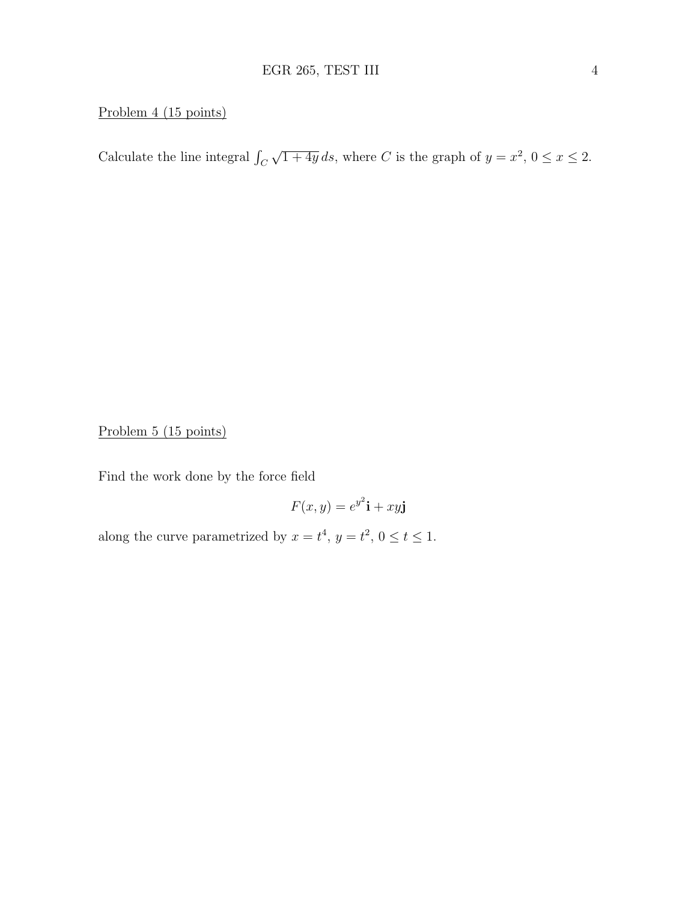Problem 4 (15 points)

Calculate the line integral $\int_C \sqrt{1+4y}\, ds$, where $C$ is the graph of $y = x^2$, $0 \le x \le 2$.

Problem 5 (15 points)

Find the work done by the force field

$$F(x, y) = e^{y^2}\mathbf{i} + xy\mathbf{j}$$

along the curve parametrized by $x = t^4$, $y = t^2$, $0 \le t \le 1$.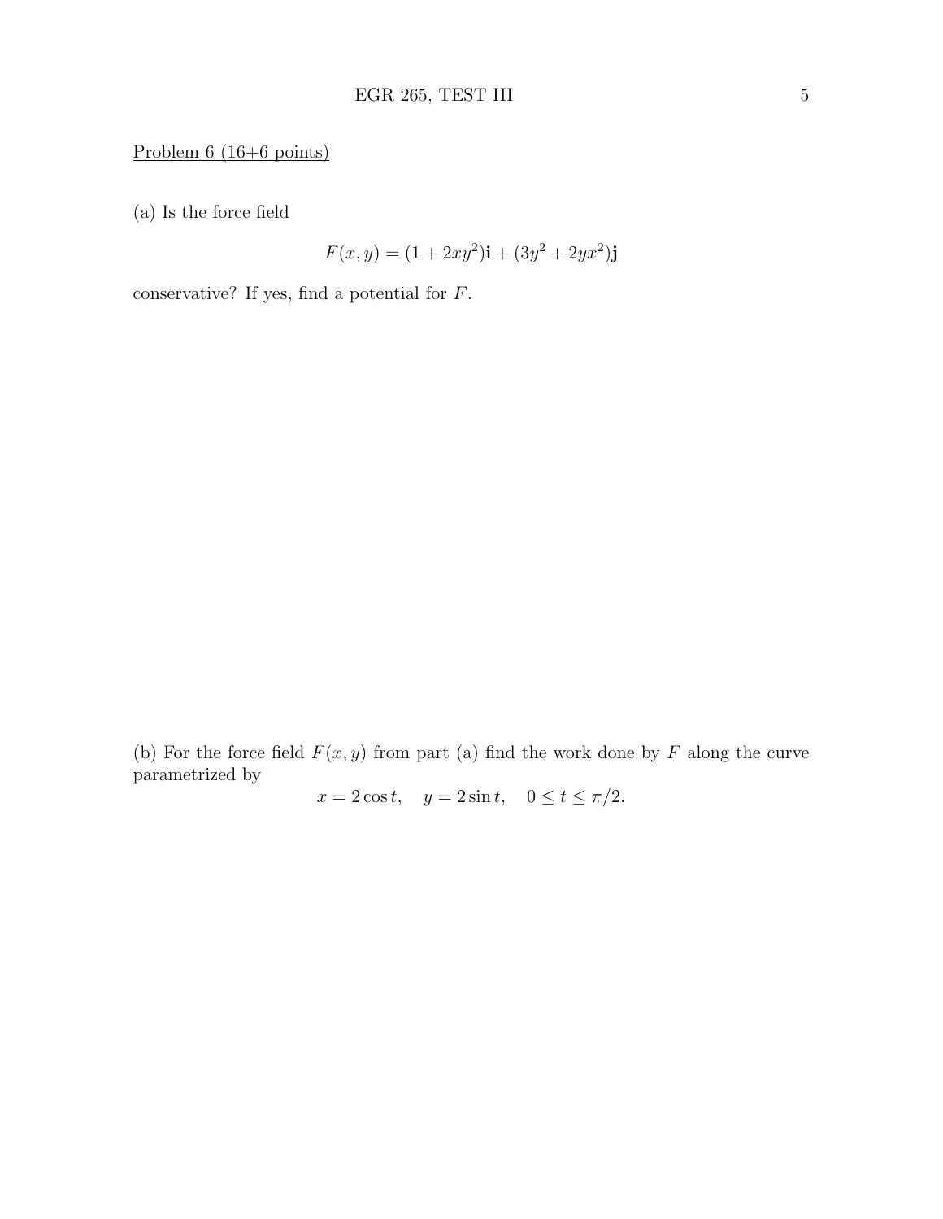Problem 6 (16+6 points)

(a) Is the force field

$$F(x, y) = (1 + 2xy^2)\mathbf{i} + (3y^2 + 2yx^2)\mathbf{j}$$

conservative? If yes, find a potential for $F$.

(b) For the force field $F(x, y)$ from part (a) find the work done by $F$ along the curve parametrized by

$$x = 2\cos t, \quad y = 2\sin t, \quad 0 \leq t \leq \pi/2.$$